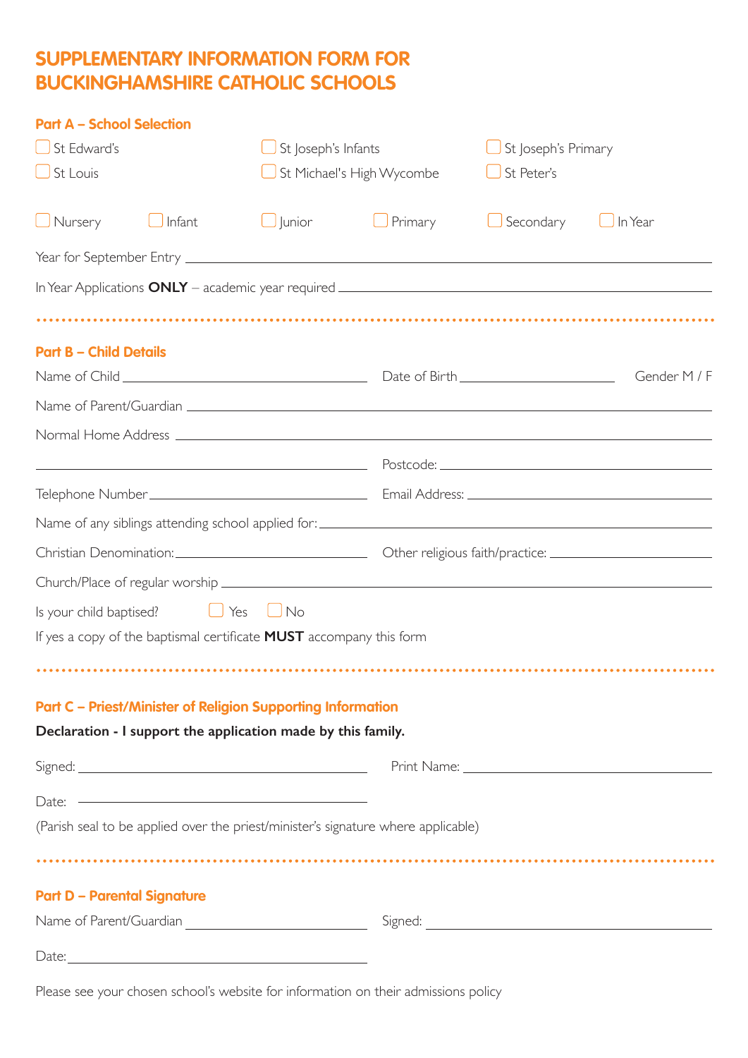# SUPPLEMENTARY INFORMATION FORM FOR BUCKINGHAMSHIRE CATHOLIC SCHOOLS

## Part A – School Selection

☐ St Edward's ☐ St Joseph's Infants ☐ St Joseph's Primary

☐ St Louis ☐ St Michael's High Wycombe ☐ St Peter's

☐ Nursery ☐ Infant ☐ Junior ☐ Primary ☐ Secondary ☐ In Year

Year for September Entry ______________________________

In Year Applications **ONLY** – academic year required ______________________________

## Part B – Child Details

Name of Child ______________________________ Date of Birth ______________________________ Gender M / F

Name of Parent/Guardian ______________________________

Normal Home Address ______________________________

______________________________ Postcode: ______________________________

Telephone Number ______________________________ Email Address: ______________________________

Name of any siblings attending school applied for: ______________________________

Christian Denomination: ______________________________ Other religious faith/practice: ______________________________

Church/Place of regular worship ______________________________

Is your child baptised? ☐ Yes ☐ No

If yes a copy of the baptismal certificate **MUST** accompany this form

## Part C – Priest/Minister of Religion Supporting Information

**Declaration - I support the application made by this family.**

Signed: ______________________________ Print Name: ______________________________

Date: ______________________________

(Parish seal to be applied over the priest/minister's signature where applicable)

## Part D – Parental Signature

Name of Parent/Guardian ______________________________ Signed: ______________________________

Date: ______________________________

Please see your chosen school's website for information on their admissions policy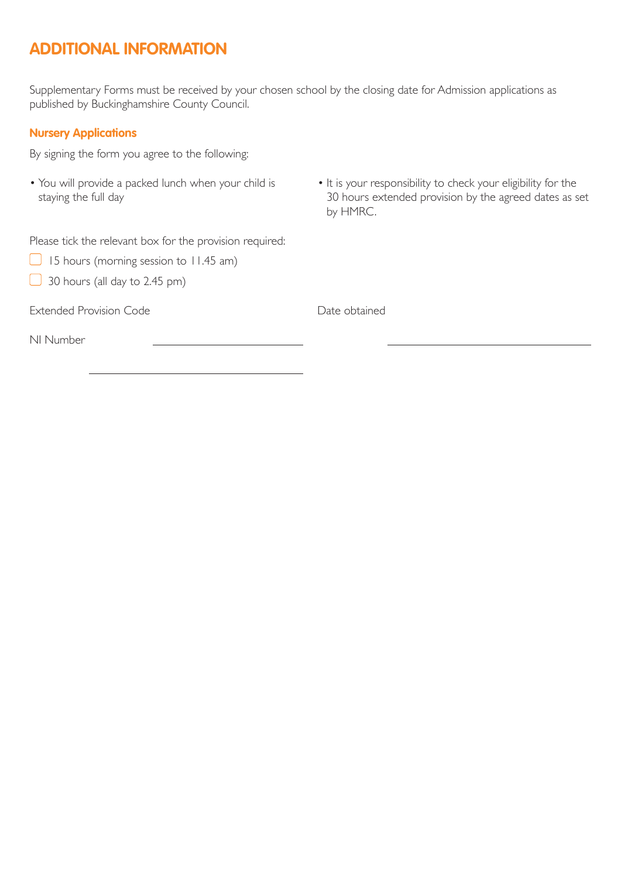# ADDITIONAL INFORMATION

Supplementary Forms must be received by your chosen school by the closing date for Admission applications as published by Buckinghamshire County Council.

## Nursery Applications

By signing the form you agree to the following:

- You will provide a packed lunch when your child is staying the full day
- It is your responsibility to check your eligibility for the 30 hours extended provision by the agreed dates as set by HMRC.

Please tick the relevant box for the provision required:

- ☐ 15 hours (morning session to 11.45 am)
- ☐ 30 hours (all day to 2.45 pm)

Extended Provision Code ______________________ Date obtained ______________________

NI Number ______________________